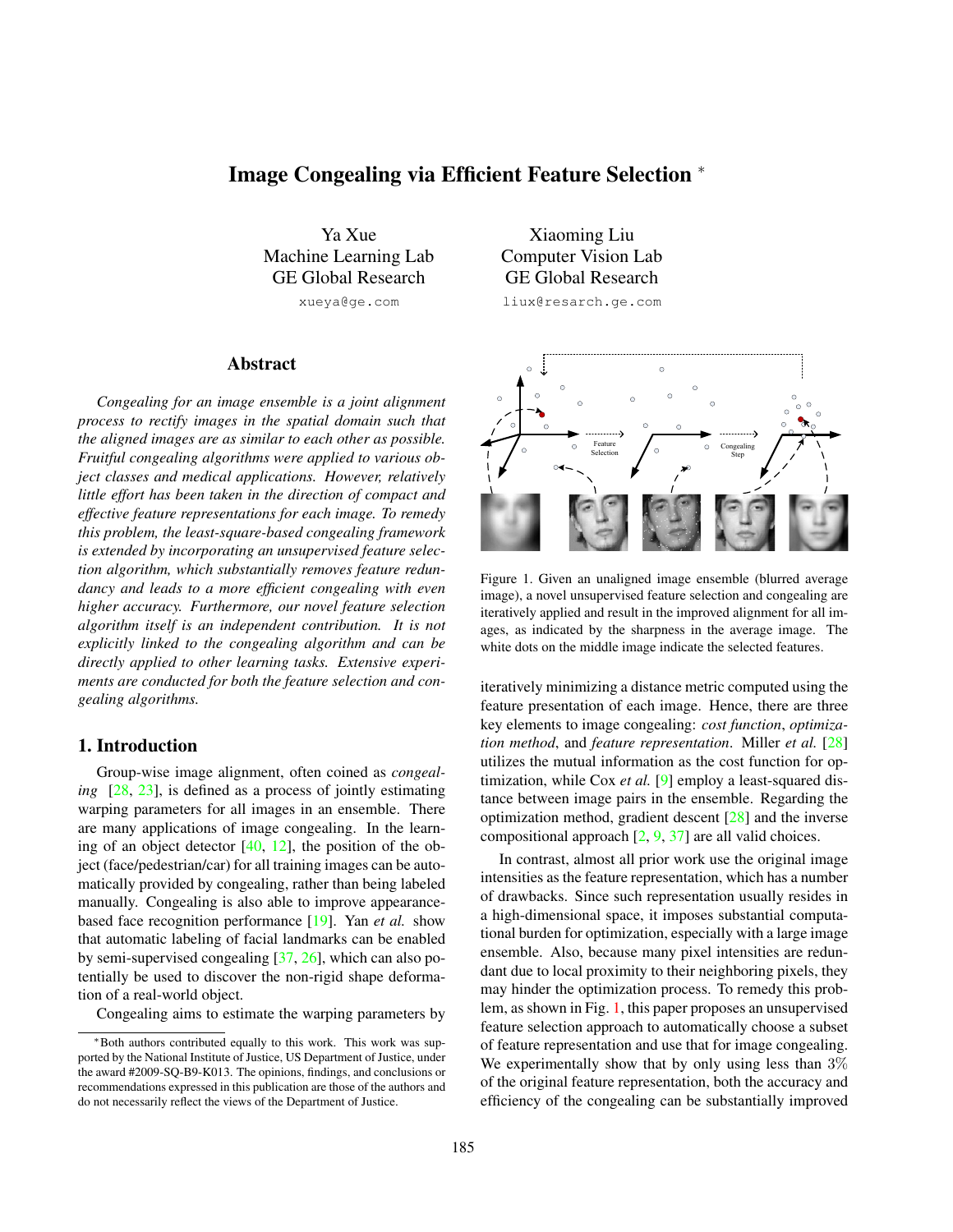# Image Congealing via Efficient Feature Selection *

Ya Xue
Machine Learning Lab
GE Global Research
xueya@ge.com

Xiaoming Liu
Computer Vision Lab
GE Global Research
liux@resarch.ge.com

## Abstract

*Congealing for an image ensemble is a joint alignment process to rectify images in the spatial domain such that the aligned images are as similar to each other as possible. Fruitful congealing algorithms were applied to various object classes and medical applications. However, relatively little effort has been taken in the direction of compact and effective feature representations for each image. To remedy this problem, the least-square-based congealing framework is extended by incorporating an unsupervised feature selection algorithm, which substantially removes feature redundancy and leads to a more efficient congealing with even higher accuracy. Furthermore, our novel feature selection algorithm itself is an independent contribution. It is not explicitly linked to the congealing algorithm and can be directly applied to other learning tasks. Extensive experiments are conducted for both the feature selection and congealing algorithms.*

## 1. Introduction

Group-wise image alignment, often coined as *congealing* [28, 23], is defined as a process of jointly estimating warping parameters for all images in an ensemble. There are many applications of image congealing. In the learning of an object detector [40, 12], the position of the object (face/pedestrian/car) for all training images can be automatically provided by congealing, rather than being labeled manually. Congealing is also able to improve appearance-based face recognition performance [19]. Yan *et al.* show that automatic labeling of facial landmarks can be enabled by semi-supervised congealing [37, 26], which can also potentially be used to discover the non-rigid shape deformation of a real-world object.

Congealing aims to estimate the warping parameters by iteratively minimizing a distance metric computed using the feature presentation of each image. Hence, there are three key elements to image congealing: *cost function*, *optimization method*, and *feature representation*. Miller *et al.* [28] utilizes the mutual information as the cost function for optimization, while Cox *et al.* [9] employ a least-squared distance between image pairs in the ensemble. Regarding the optimization method, gradient descent [28] and the inverse compositional approach [2, 9, 37] are all valid choices.

In contrast, almost all prior work use the original image intensities as the feature representation, which has a number of drawbacks. Since such representation usually resides in a high-dimensional space, it imposes substantial computational burden for optimization, especially with a large image ensemble. Also, because many pixel intensities are redundant due to local proximity to their neighboring pixels, they may hinder the optimization process. To remedy this problem, as shown in Fig. 1, this paper proposes an unsupervised feature selection approach to automatically choose a subset of feature representation and use that for image congealing. We experimentally show that by only using less than $3\%$ of the original feature representation, both the accuracy and efficiency of the congealing can be substantially improved

Figure 1. Given an unaligned image ensemble (blurred average image), a novel unsupervised feature selection and congealing are iteratively applied and result in the improved alignment for all images, as indicated by the sharpness in the average image. The white dots on the middle image indicate the selected features.

*Both authors contributed equally to this work. This work was supported by the National Institute of Justice, US Department of Justice, under the award #2009-SQ-B9-K013. The opinions, findings, and conclusions or recommendations expressed in this publication are those of the authors and do not necessarily reflect the views of the Department of Justice.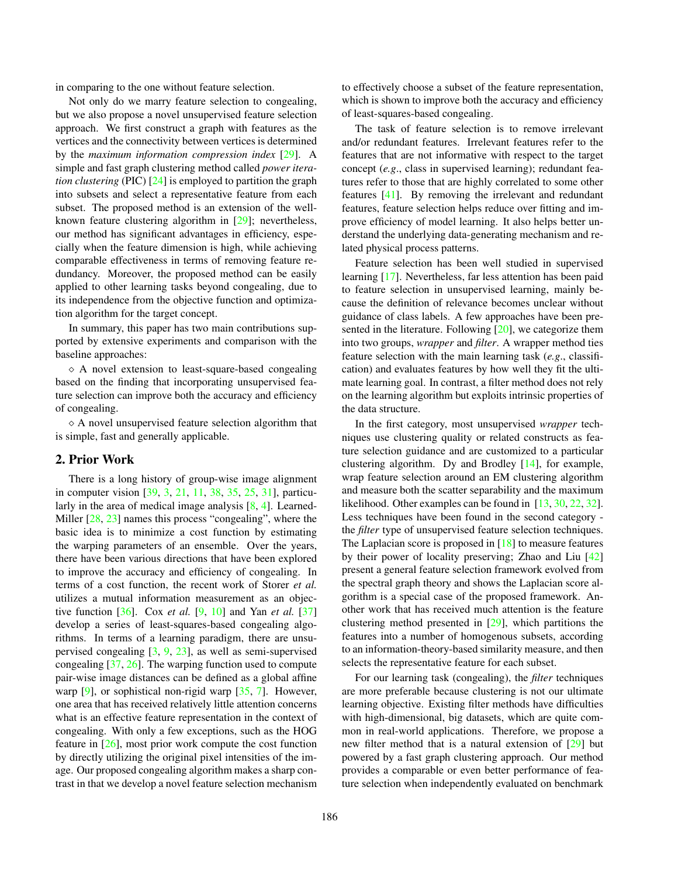in comparing to the one without feature selection.

Not only do we marry feature selection to congealing, but we also propose a novel unsupervised feature selection approach. We first construct a graph with features as the vertices and the connectivity between vertices is determined by the *maximum information compression index* [29]. A simple and fast graph clustering method called *power iteration clustering* (PIC) [24] is employed to partition the graph into subsets and select a representative feature from each subset. The proposed method is an extension of the well-known feature clustering algorithm in [29]; nevertheless, our method has significant advantages in efficiency, especially when the feature dimension is high, while achieving comparable effectiveness in terms of removing feature redundancy. Moreover, the proposed method can be easily applied to other learning tasks beyond congealing, due to its independence from the objective function and optimization algorithm for the target concept.

In summary, this paper has two main contributions supported by extensive experiments and comparison with the baseline approaches:

⋄ A novel extension to least-square-based congealing based on the finding that incorporating unsupervised feature selection can improve both the accuracy and efficiency of congealing.

⋄ A novel unsupervised feature selection algorithm that is simple, fast and generally applicable.

## 2. Prior Work

There is a long history of group-wise image alignment in computer vision [39, 3, 21, 11, 38, 35, 25, 31], particularly in the area of medical image analysis [8, 4]. Learned-Miller [28, 23] names this process "congealing", where the basic idea is to minimize a cost function by estimating the warping parameters of an ensemble. Over the years, there have been various directions that have been explored to improve the accuracy and efficiency of congealing. In terms of a cost function, the recent work of Storer *et al.* utilizes a mutual information measurement as an objective function [36]. Cox *et al.* [9, 10] and Yan *et al.* [37] develop a series of least-squares-based congealing algorithms. In terms of a learning paradigm, there are unsupervised congealing [3, 9, 23], as well as semi-supervised congealing [37, 26]. The warping function used to compute pair-wise image distances can be defined as a global affine warp [9], or sophisticated non-rigid warp [35, 7]. However, one area that has received relatively little attention concerns what is an effective feature representation in the context of congealing. With only a few exceptions, such as the HOG feature in [26], most prior work compute the cost function by directly utilizing the original pixel intensities of the image. Our proposed congealing algorithm makes a sharp contrast in that we develop a novel feature selection mechanism to effectively choose a subset of the feature representation, which is shown to improve both the accuracy and efficiency of least-squares-based congealing.

The task of feature selection is to remove irrelevant and/or redundant features. Irrelevant features refer to the features that are not informative with respect to the target concept (*e.g*., class in supervised learning); redundant features refer to those that are highly correlated to some other features [41]. By removing the irrelevant and redundant features, feature selection helps reduce over fitting and improve efficiency of model learning. It also helps better understand the underlying data-generating mechanism and related physical process patterns.

Feature selection has been well studied in supervised learning [17]. Nevertheless, far less attention has been paid to feature selection in unsupervised learning, mainly because the definition of relevance becomes unclear without guidance of class labels. A few approaches have been presented in the literature. Following [20], we categorize them into two groups, *wrapper* and *filter*. A wrapper method ties feature selection with the main learning task (*e.g*., classification) and evaluates features by how well they fit the ultimate learning goal. In contrast, a filter method does not rely on the learning algorithm but exploits intrinsic properties of the data structure.

In the first category, most unsupervised *wrapper* techniques use clustering quality or related constructs as feature selection guidance and are customized to a particular clustering algorithm. Dy and Brodley [14], for example, wrap feature selection around an EM clustering algorithm and measure both the scatter separability and the maximum likelihood. Other examples can be found in [13, 30, 22, 32]. Less techniques have been found in the second category - the *filter* type of unsupervised feature selection techniques. The Laplacian score is proposed in [18] to measure features by their power of locality preserving; Zhao and Liu [42] present a general feature selection framework evolved from the spectral graph theory and shows the Laplacian score algorithm is a special case of the proposed framework. Another work that has received much attention is the feature clustering method presented in [29], which partitions the features into a number of homogenous subsets, according to an information-theory-based similarity measure, and then selects the representative feature for each subset.

For our learning task (congealing), the *filter* techniques are more preferable because clustering is not our ultimate learning objective. Existing filter methods have difficulties with high-dimensional, big datasets, which are quite common in real-world applications. Therefore, we propose a new filter method that is a natural extension of [29] but powered by a fast graph clustering approach. Our method provides a comparable or even better performance of feature selection when independently evaluated on benchmark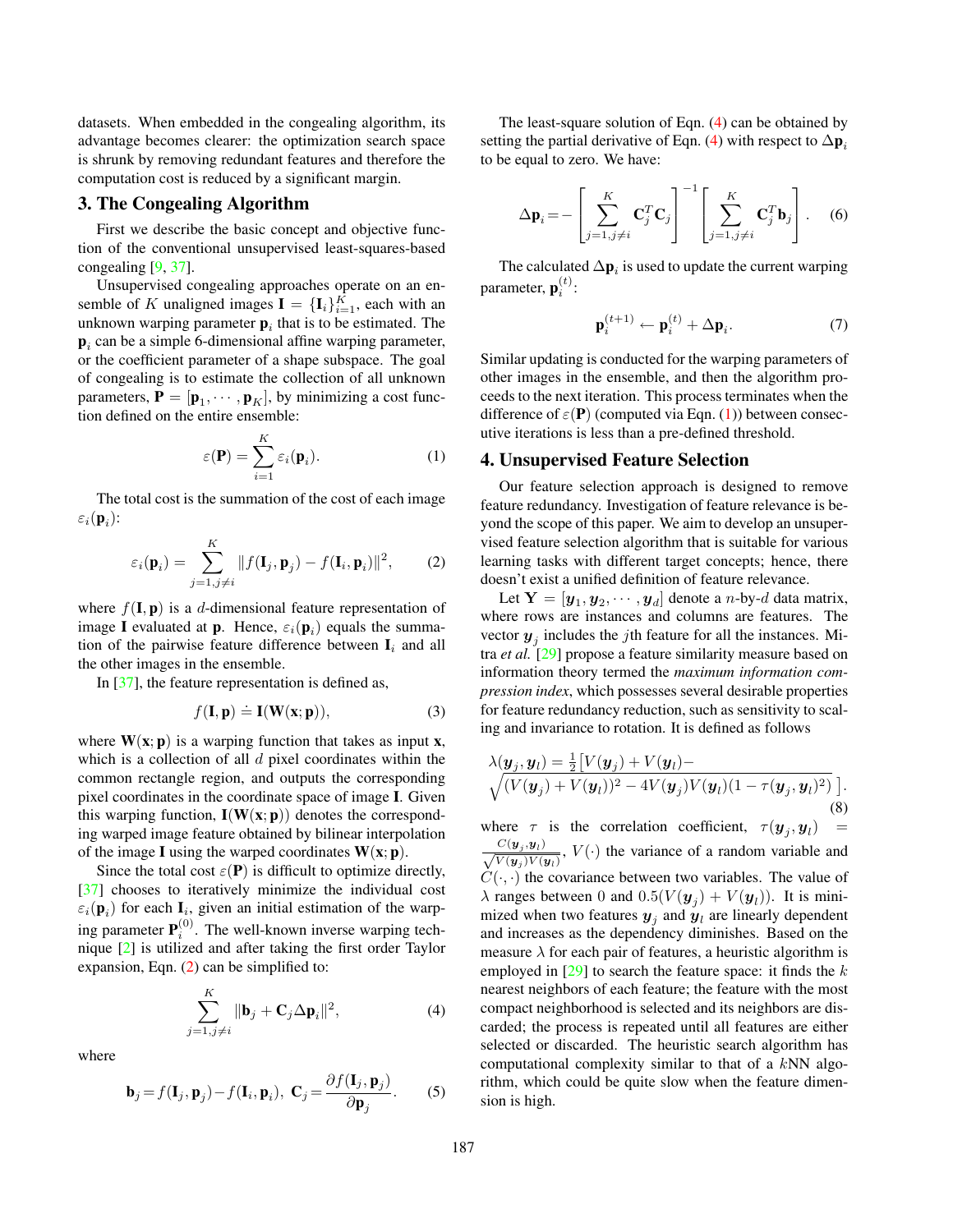datasets. When embedded in the congealing algorithm, its advantage becomes clearer: the optimization search space is shrunk by removing redundant features and therefore the computation cost is reduced by a significant margin.

## 3. The Congealing Algorithm

First we describe the basic concept and objective function of the conventional unsupervised least-squares-based congealing [9, 37].

Unsupervised congealing approaches operate on an ensemble of $K$ unaligned images $\mathbf{I} = \{\mathbf{I}_i\}_{i=1}^{K}$, each with an unknown warping parameter $\mathbf{p}_i$ that is to be estimated. The $\mathbf{p}_i$ can be a simple 6-dimensional affine warping parameter, or the coefficient parameter of a shape subspace. The goal of congealing is to estimate the collection of all unknown parameters, $\mathbf{P} = [\mathbf{p}_1, \cdots, \mathbf{p}_K]$, by minimizing a cost function defined on the entire ensemble:

$$\varepsilon(\mathbf{P}) = \sum_{i=1}^{K} \varepsilon_i(\mathbf{p}_i). \tag{1}$$

The total cost is the summation of the cost of each image $\varepsilon_i(\mathbf{p}_i)$:

$$\varepsilon_i(\mathbf{p}_i) = \sum_{j=1, j\neq i}^{K} \| f(\mathbf{I}_j, \mathbf{p}_j) - f(\mathbf{I}_i, \mathbf{p}_i) \|^2, \tag{2}$$

where $f(\mathbf{I}, \mathbf{p})$ is a $d$-dimensional feature representation of image $\mathbf{I}$ evaluated at $\mathbf{p}$. Hence, $\varepsilon_i(\mathbf{p}_i)$ equals the summation of the pairwise feature difference between $\mathbf{I}_i$ and all the other images in the ensemble.

In [37], the feature representation is defined as,

$$f(\mathbf{I}, \mathbf{p}) \doteq \mathbf{I}(\mathbf{W}(\mathbf{x}; \mathbf{p})), \tag{3}$$

where $\mathbf{W}(\mathbf{x}; \mathbf{p})$ is a warping function that takes as input $\mathbf{x}$, which is a collection of all $d$ pixel coordinates within the common rectangle region, and outputs the corresponding pixel coordinates in the coordinate space of image $\mathbf{I}$. Given this warping function, $\mathbf{I}(\mathbf{W}(\mathbf{x}; \mathbf{p}))$ denotes the corresponding warped image feature obtained by bilinear interpolation of the image $\mathbf{I}$ using the warped coordinates $\mathbf{W}(\mathbf{x}; \mathbf{p})$.

Since the total cost $\varepsilon(\mathbf{P})$ is difficult to optimize directly, [37] chooses to iteratively minimize the individual cost $\varepsilon_i(\mathbf{p}_i)$ for each $\mathbf{I}_i$, given an initial estimation of the warping parameter $\mathbf{P}_i^{(0)}$. The well-known inverse warping technique [2] is utilized and after taking the first order Taylor expansion, Eqn. (2) can be simplified to:

$$\sum_{j=1, j\neq i}^{K} \| \mathbf{b}_j + \mathbf{C}_j \Delta \mathbf{p}_i \|^2, \tag{4}$$

where

$$\mathbf{b}_j = f(\mathbf{I}_j, \mathbf{p}_j) - f(\mathbf{I}_i, \mathbf{p}_i), \ \mathbf{C}_j = \frac{\partial f(\mathbf{I}_j, \mathbf{p}_j)}{\partial \mathbf{p}_j}. \tag{5}$$

The least-square solution of Eqn. (4) can be obtained by setting the partial derivative of Eqn. (4) with respect to $\Delta\mathbf{p}_i$ to be equal to zero. We have:

$$\Delta \mathbf{p}_i = -\left[ \sum_{j=1, j\neq i}^{K} \mathbf{C}_j^T \mathbf{C}_j \right]^{-1} \left[ \sum_{j=1, j\neq i}^{K} \mathbf{C}_j^T \mathbf{b}_j \right]. \tag{6}$$

The calculated $\Delta\mathbf{p}_i$ is used to update the current warping parameter, $\mathbf{p}_i^{(t)}$:

$$\mathbf{p}_i^{(t+1)} \leftarrow \mathbf{p}_i^{(t)} + \Delta \mathbf{p}_i. \tag{7}$$

Similar updating is conducted for the warping parameters of other images in the ensemble, and then the algorithm proceeds to the next iteration. This process terminates when the difference of $\varepsilon(\mathbf{P})$ (computed via Eqn. (1)) between consecutive iterations is less than a pre-defined threshold.

## 4. Unsupervised Feature Selection

Our feature selection approach is designed to remove feature redundancy. Investigation of feature relevance is beyond the scope of this paper. We aim to develop an unsupervised feature selection algorithm that is suitable for various learning tasks with different target concepts; hence, there doesn't exist a unified definition of feature relevance.

Let $\mathbf{Y} = [\boldsymbol{y}_1, \boldsymbol{y}_2, \cdots, \boldsymbol{y}_d]$ denote a $n$-by-$d$ data matrix, where rows are instances and columns are features. The vector $\boldsymbol{y}_j$ includes the $j$th feature for all the instances. Mitra *et al.* [29] propose a feature similarity measure based on information theory termed the *maximum information compression index*, which possesses several desirable properties for feature redundancy reduction, such as sensitivity to scaling and invariance to rotation. It is defined as follows

$$\lambda(\boldsymbol{y}_j, \boldsymbol{y}_l) = \tfrac{1}{2}\big[V(\boldsymbol{y}_j) + V(\boldsymbol{y}_l) - \sqrt{(V(\boldsymbol{y}_j) + V(\boldsymbol{y}_l))^2 - 4V(\boldsymbol{y}_j)V(\boldsymbol{y}_l)(1 - \tau(\boldsymbol{y}_j, \boldsymbol{y}_l)^2)}\,\big]. \tag{8}$$

where $\tau$ is the correlation coefficient, $\tau(\boldsymbol{y}_j, \boldsymbol{y}_l) = \frac{C(\boldsymbol{y}_j, \boldsymbol{y}_l)}{\sqrt{V(\boldsymbol{y}_j)V(\boldsymbol{y}_l)}}$, $V(\cdot)$ the variance of a random variable and $C(\cdot, \cdot)$ the covariance between two variables. The value of $\lambda$ ranges between $0$ and $0.5(V(\boldsymbol{y}_j) + V(\boldsymbol{y}_l))$. It is minimized when two features $\boldsymbol{y}_j$ and $\boldsymbol{y}_l$ are linearly dependent and increases as the dependency diminishes. Based on the measure $\lambda$ for each pair of features, a heuristic algorithm is employed in [29] to search the feature space: it finds the $k$ nearest neighbors of each feature; the feature with the most compact neighborhood is selected and its neighbors are discarded; the process is repeated until all features are either selected or discarded. The heuristic search algorithm has computational complexity similar to that of a $k$NN algorithm, which could be quite slow when the feature dimension is high.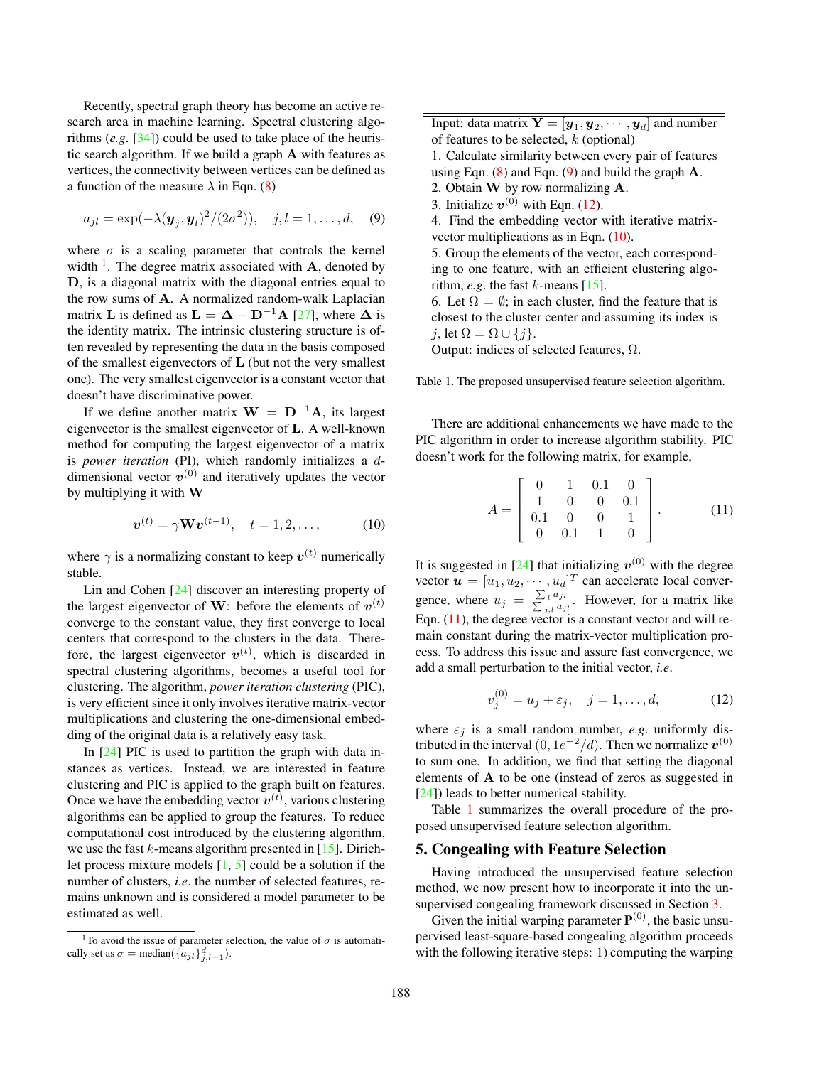Recently, spectral graph theory has become an active research area in machine learning. Spectral clustering algorithms (*e.g*. [34]) could be used to take place of the heuristic search algorithm. If we build a graph $\mathbf{A}$ with features as vertices, the connectivity between vertices can be defined as a function of the measure $\lambda$ in Eqn. (8)

$$a_{jl} = \exp(-\lambda(\boldsymbol{y}_j, \boldsymbol{y}_l)^2/(2\sigma^2)), \quad j, l = 1, \ldots, d, \quad (9)$$

where $\sigma$ is a scaling parameter that controls the kernel width [1]. The degree matrix associated with $\mathbf{A}$, denoted by $\mathbf{D}$, is a diagonal matrix with the diagonal entries equal to the row sums of $\mathbf{A}$. A normalized random-walk Laplacian matrix $\mathbf{L}$ is defined as $\mathbf{L} = \mathbf{\Delta} - \mathbf{D}^{-1}\mathbf{A}$ [27], where $\mathbf{\Delta}$ is the identity matrix. The intrinsic clustering structure is often revealed by representing the data in the basis composed of the smallest eigenvectors of $\mathbf{L}$ (but not the very smallest one). The very smallest eigenvector is a constant vector that doesn't have discriminative power.

If we define another matrix $\mathbf{W} = \mathbf{D}^{-1}\mathbf{A}$, its largest eigenvector is the smallest eigenvector of $\mathbf{L}$. A well-known method for computing the largest eigenvector of a matrix is *power iteration* (PI), which randomly initializes a $d$-dimensional vector $\boldsymbol{v}^{(0)}$ and iteratively updates the vector by multiplying it with $\mathbf{W}$

$$\boldsymbol{v}^{(t)} = \gamma \mathbf{W} \boldsymbol{v}^{(t-1)}, \quad t = 1, 2, \ldots, \quad (10)$$

where $\gamma$ is a normalizing constant to keep $\boldsymbol{v}^{(t)}$ numerically stable.

Lin and Cohen [24] discover an interesting property of the largest eigenvector of $\mathbf{W}$: before the elements of $\boldsymbol{v}^{(t)}$ converge to the constant value, they first converge to local centers that correspond to the clusters in the data. Therefore, the largest eigenvector $\boldsymbol{v}^{(t)}$, which is discarded in spectral clustering algorithms, becomes a useful tool for clustering. The algorithm, *power iteration clustering* (PIC), is very efficient since it only involves iterative matrix-vector multiplications and clustering the one-dimensional embedding of the original data is a relatively easy task.

In [24] PIC is used to partition the graph with data instances as vertices. Instead, we are interested in feature clustering and PIC is applied to the graph built on features. Once we have the embedding vector $\boldsymbol{v}^{(t)}$, various clustering algorithms can be applied to group the features. To reduce computational cost introduced by the clustering algorithm, we use the fast $k$-means algorithm presented in [15]. Dirichlet process mixture models [1, 5] could be a solution if the number of clusters, *i.e*. the number of selected features, remains unknown and is considered a model parameter to be estimated as well.

[1] To avoid the issue of parameter selection, the value of $\sigma$ is automatically set as $\sigma = \text{median}(\{a_{jl}\}_{j,l=1}^d)$.

| Input: data matrix $\mathbf{Y} = [\boldsymbol{y}_1, \boldsymbol{y}_2, \cdots, \boldsymbol{y}_d]$ and number of features to be selected, $k$ (optional) |
|---|
| 1. Calculate similarity between every pair of features using Eqn. (8) and Eqn. (9) and build the graph $\mathbf{A}$.<br>2. Obtain $\mathbf{W}$ by row normalizing $\mathbf{A}$.<br>3. Initialize $\boldsymbol{v}^{(0)}$ with Eqn. (12).<br>4. Find the embedding vector with iterative matrix-vector multiplications as in Eqn. (10).<br>5. Group the elements of the vector, each corresponding to one feature, with an efficient clustering algorithm, *e.g*. the fast $k$-means [15].<br>6. Let $\Omega = \emptyset$; in each cluster, find the feature that is closest to the cluster center and assuming its index is $j$, let $\Omega = \Omega \cup \{j\}$. |
| Output: indices of selected features, $\Omega$. |

Table 1. The proposed unsupervised feature selection algorithm.

There are additional enhancements we have made to the PIC algorithm in order to increase algorithm stability. PIC doesn't work for the following matrix, for example,

$$A = \begin{bmatrix} 0 & 1 & 0.1 & 0 \\ 1 & 0 & 0 & 0.1 \\ 0.1 & 0 & 0 & 1 \\ 0 & 0.1 & 1 & 0 \end{bmatrix}. \quad (11)$$

It is suggested in [24] that initializing $\boldsymbol{v}^{(0)}$ with the degree vector $\boldsymbol{u} = [u_1, u_2, \cdots, u_d]^T$ can accelerate local convergence, where $u_j = \frac{\sum_l a_{jl}}{\sum_{j,l} a_{jl}}$. However, for a matrix like Eqn. (11), the degree vector is a constant vector and will remain constant during the matrix-vector multiplication process. To address this issue and assure fast convergence, we add a small perturbation to the initial vector, *i.e*.

$$v_j^{(0)} = u_j + \varepsilon_j, \quad j = 1, \ldots, d, \quad (12)$$

where $\varepsilon_j$ is a small random number, *e.g*. uniformly distributed in the interval $(0, 1e^{-2}/d)$. Then we normalize $\boldsymbol{v}^{(0)}$ to sum one. In addition, we find that setting the diagonal elements of $\mathbf{A}$ to be one (instead of zeros as suggested in [24]) leads to better numerical stability.

Table 1 summarizes the overall procedure of the proposed unsupervised feature selection algorithm.

## 5. Congealing with Feature Selection

Having introduced the unsupervised feature selection method, we now present how to incorporate it into the unsupervised congealing framework discussed in Section 3.

Given the initial warping parameter $\mathbf{P}^{(0)}$, the basic unsupervised least-square-based congealing algorithm proceeds with the following iterative steps: 1) computing the warping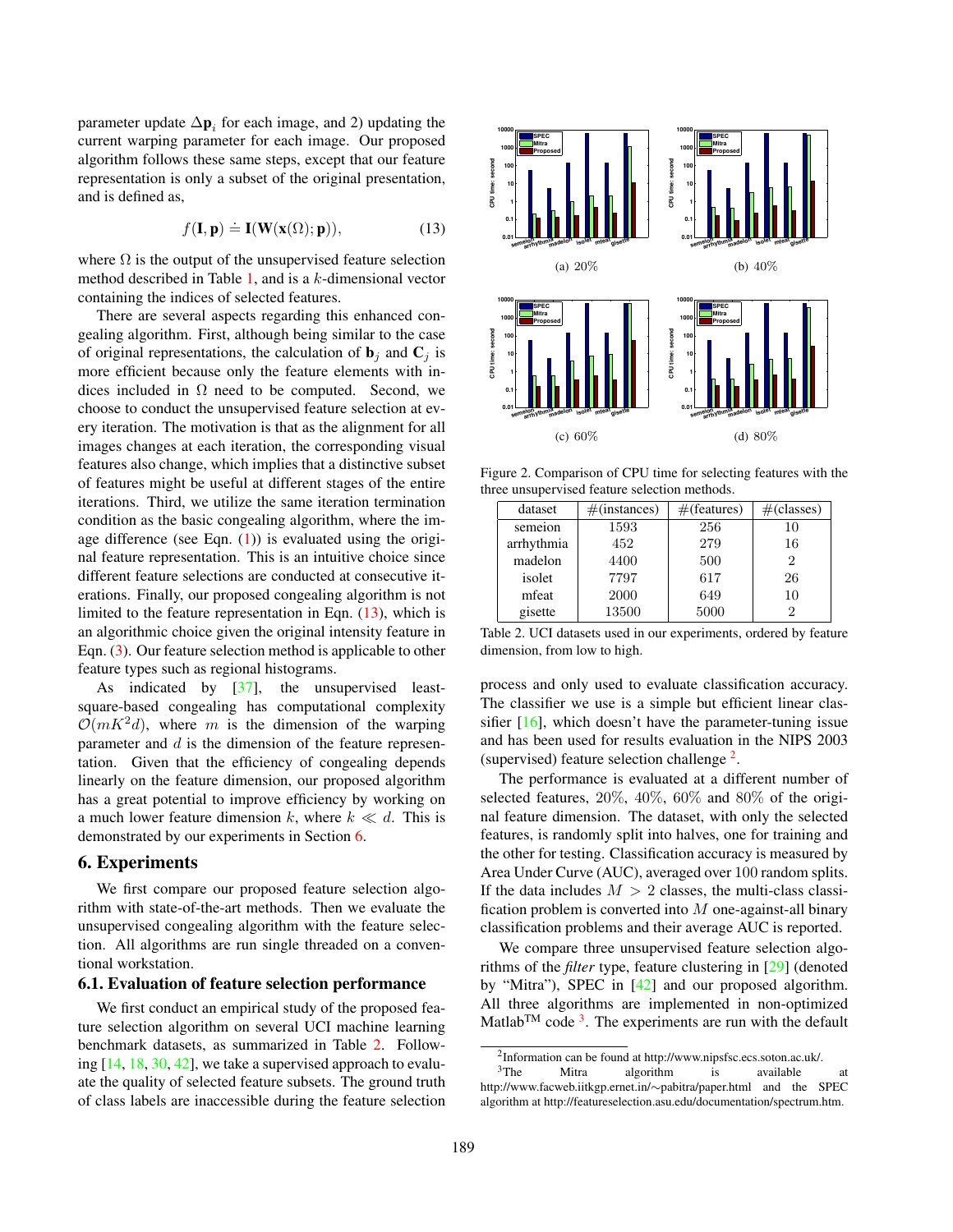parameter update $\Delta \mathbf{p}_i$ for each image, and 2) updating the current warping parameter for each image. Our proposed algorithm follows these same steps, except that our feature representation is only a subset of the original presentation, and is defined as,

$$f(\mathbf{I}, \mathbf{p}) \doteq \mathbf{I}(\mathbf{W}(\mathbf{x}(\Omega); \mathbf{p})), \tag{13}$$

where $\Omega$ is the output of the unsupervised feature selection method described in Table 1, and is a $k$-dimensional vector containing the indices of selected features.

There are several aspects regarding this enhanced congealing algorithm. First, although being similar to the case of original representations, the calculation of $\mathbf{b}_j$ and $\mathbf{C}_j$ is more efficient because only the feature elements with indices included in $\Omega$ need to be computed. Second, we choose to conduct the unsupervised feature selection at every iteration. The motivation is that as the alignment for all images changes at each iteration, the corresponding visual features also change, which implies that a distinctive subset of features might be useful at different stages of the entire iterations. Third, we utilize the same iteration termination condition as the basic congealing algorithm, where the image difference (see Eqn. (1)) is evaluated using the original feature representation. This is an intuitive choice since different feature selections are conducted at consecutive iterations. Finally, our proposed congealing algorithm is not limited to the feature representation in Eqn. (13), which is an algorithmic choice given the original intensity feature in Eqn. (3). Our feature selection method is applicable to other feature types such as regional histograms.

As indicated by [37], the unsupervised least-square-based congealing has computational complexity $\mathcal{O}(mK^2d)$, where $m$ is the dimension of the warping parameter and $d$ is the dimension of the feature representation. Given that the efficiency of congealing depends linearly on the feature dimension, our proposed algorithm has a great potential to improve efficiency by working on a much lower feature dimension $k$, where $k \ll d$. This is demonstrated by our experiments in Section 6.

## 6. Experiments

We first compare our proposed feature selection algorithm with state-of-the-art methods. Then we evaluate the unsupervised congealing algorithm with the feature selection. All algorithms are run single threaded on a conventional workstation.

### 6.1. Evaluation of feature selection performance

We first conduct an empirical study of the proposed feature selection algorithm on several UCI machine learning benchmark datasets, as summarized in Table 2. Following [14, 18, 30, 42], we take a supervised approach to evaluate the quality of selected feature subsets. The ground truth of class labels are inaccessible during the feature selection process and only used to evaluate classification accuracy. The classifier we use is a simple but efficient linear classifier [16], which doesn't have the parameter-tuning issue and has been used for results evaluation in the NIPS 2003 (supervised) feature selection challenge [2].

(a) 20%  (b) 40%  (c) 60%  (d) 80%

Figure 2. Comparison of CPU time for selecting features with the three unsupervised feature selection methods.

| dataset | #(instances) | #(features) | #(classes) |
|---|---|---|---|
| semeion | 1593 | 256 | 10 |
| arrhythmia | 452 | 279 | 16 |
| madelon | 4400 | 500 | 2 |
| isolet | 7797 | 617 | 26 |
| mfeat | 2000 | 649 | 10 |
| gisette | 13500 | 5000 | 2 |

Table 2. UCI datasets used in our experiments, ordered by feature dimension, from low to high.

The performance is evaluated at a different number of selected features, 20%, 40%, 60% and 80% of the original feature dimension. The dataset, with only the selected features, is randomly split into halves, one for training and the other for testing. Classification accuracy is measured by Area Under Curve (AUC), averaged over 100 random splits. If the data includes $M > 2$ classes, the multi-class classification problem is converted into $M$ one-against-all binary classification problems and their average AUC is reported.

We compare three unsupervised feature selection algorithms of the *filter* type, feature clustering in [29] (denoted by "Mitra"), SPEC in [42] and our proposed algorithm. All three algorithms are implemented in non-optimized Matlab™ code [3]. The experiments are run with the default

[2] Information can be found at http://www.nipsfsc.ecs.soton.ac.uk/.

[3] The Mitra algorithm is available at http://www.facweb.iitkgp.ernet.in/∼pabitra/paper.html and the SPEC algorithm at http://featureselection.asu.edu/documentation/spectrum.htm.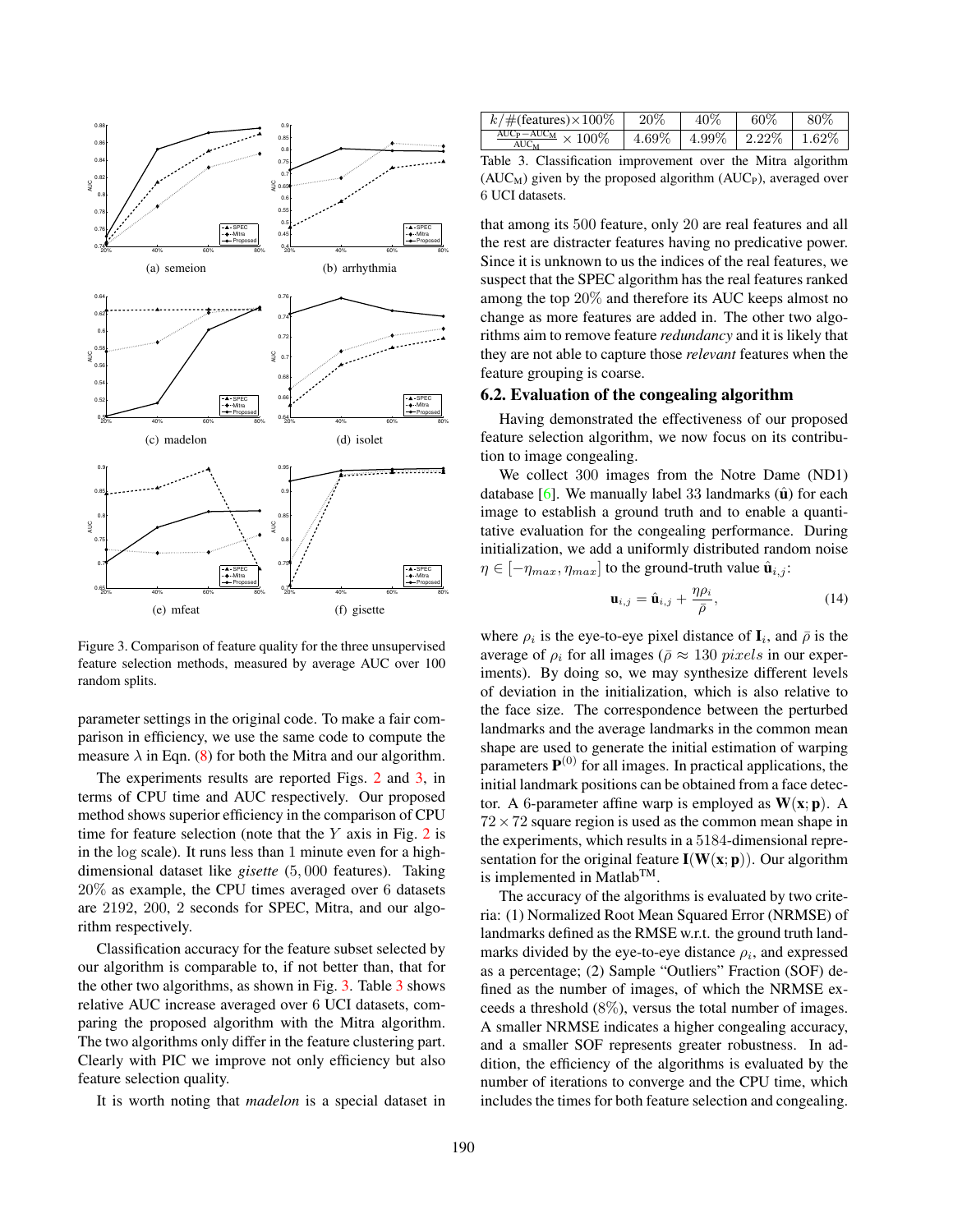(a) semeion

(b) arrhythmia

(c) madelon

(d) isolet

(e) mfeat

(f) gisette

Figure 3. Comparison of feature quality for the three unsupervised feature selection methods, measured by average AUC over 100 random splits.

parameter settings in the original code. To make a fair comparison in efficiency, we use the same code to compute the measure $\lambda$ in Eqn. (8) for both the Mitra and our algorithm.

The experiments results are reported Figs. 2 and 3, in terms of CPU time and AUC respectively. Our proposed method shows superior efficiency in the comparison of CPU time for feature selection (note that the $Y$ axis in Fig. 2 is in the log scale). It runs less than 1 minute even for a high-dimensional dataset like *gisette* (5,000 features). Taking 20% as example, the CPU times averaged over 6 datasets are 2192, 200, 2 seconds for SPEC, Mitra, and our algorithm respectively.

Classification accuracy for the feature subset selected by our algorithm is comparable to, if not better than, that for the other two algorithms, as shown in Fig. 3. Table 3 shows relative AUC increase averaged over 6 UCI datasets, comparing the proposed algorithm with the Mitra algorithm. The two algorithms only differ in the feature clustering part. Clearly with PIC we improve not only efficiency but also feature selection quality.

It is worth noting that *madelon* is a special dataset in that among its 500 feature, only 20 are real features and all the rest are distracter features having no predicative power. Since it is unknown to us the indices of the real features, we suspect that the SPEC algorithm has the real features ranked among the top 20% and therefore its AUC keeps almost no change as more features are added in. The other two algorithms aim to remove feature *redundancy* and it is likely that they are not able to capture those *relevant* features when the feature grouping is coarse.

| $k/\#(\text{features})\times 100\%$ | 20% | 40% | 60% | 80% |
|---|---|---|---|---|
| $\frac{\text{AUC}_\text{P}-\text{AUC}_\text{M}}{\text{AUC}_\text{M}}\times 100\%$ | 4.69% | 4.99% | 2.22% | 1.62% |

Table 3. Classification improvement over the Mitra algorithm ($\text{AUC}_\text{M}$) given by the proposed algorithm ($\text{AUC}_\text{P}$), averaged over 6 UCI datasets.

### 6.2. Evaluation of the congealing algorithm

Having demonstrated the effectiveness of our proposed feature selection algorithm, we now focus on its contribution to image congealing.

We collect 300 images from the Notre Dame (ND1) database [6]. We manually label 33 landmarks ($\hat{\mathbf{u}}$) for each image to establish a ground truth and to enable a quantitative evaluation for the congealing performance. During initialization, we add a uniformly distributed random noise $\eta \in [-\eta_{max}, \eta_{max}]$ to the ground-truth value $\hat{\mathbf{u}}_{i,j}$:

$$\mathbf{u}_{i,j} = \hat{\mathbf{u}}_{i,j} + \frac{\eta\rho_i}{\bar{\rho}}, \tag{14}$$

where $\rho_i$ is the eye-to-eye pixel distance of $\mathbf{I}_i$, and $\bar{\rho}$ is the average of $\rho_i$ for all images ($\bar{\rho} \approx 130\ pixels$ in our experiments). By doing so, we may synthesize different levels of deviation in the initialization, which is also relative to the face size. The correspondence between the perturbed landmarks and the average landmarks in the common mean shape are used to generate the initial estimation of warping parameters $\mathbf{P}^{(0)}$ for all images. In practical applications, the initial landmark positions can be obtained from a face detector. A 6-parameter affine warp is employed as $\mathbf{W}(\mathbf{x};\mathbf{p})$. A $72 \times 72$ square region is used as the common mean shape in the experiments, which results in a 5184-dimensional representation for the original feature $\mathbf{I}(\mathbf{W}(\mathbf{x};\mathbf{p}))$. Our algorithm is implemented in Matlab™.

The accuracy of the algorithms is evaluated by two criteria: (1) Normalized Root Mean Squared Error (NRMSE) of landmarks defined as the RMSE w.r.t. the ground truth landmarks divided by the eye-to-eye distance $\rho_i$, and expressed as a percentage; (2) Sample "Outliers" Fraction (SOF) defined as the number of images, of which the NRMSE exceeds a threshold (8%), versus the total number of images. A smaller NRMSE indicates a higher congealing accuracy, and a smaller SOF represents greater robustness. In addition, the efficiency of the algorithms is evaluated by the number of iterations to converge and the CPU time, which includes the times for both feature selection and congealing.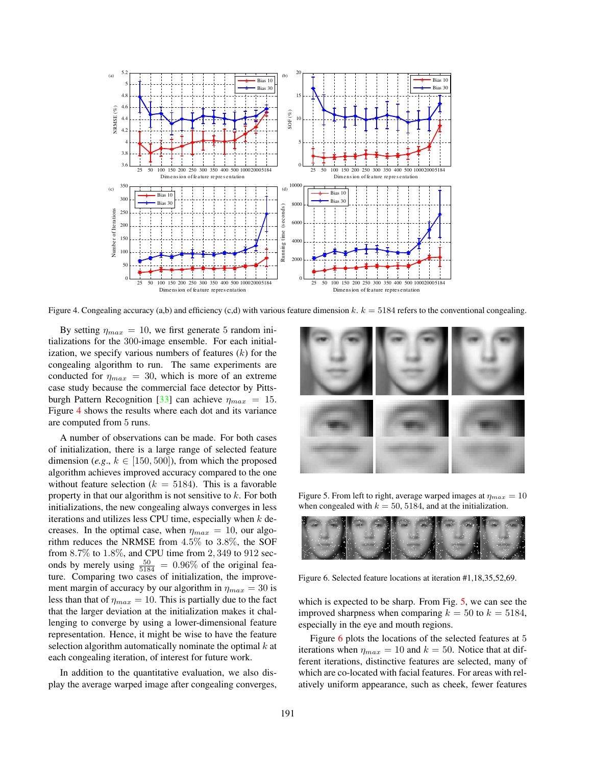Figure 4. Congealing accuracy (a,b) and efficiency (c,d) with various feature dimension $k$. $k = 5184$ refers to the conventional congealing.

By setting $\eta_{max} = 10$, we first generate 5 random initializations for the 300-image ensemble. For each initialization, we specify various numbers of features ($k$) for the congealing algorithm to run. The same experiments are conducted for $\eta_{max} = 30$, which is more of an extreme case study because the commercial face detector by Pittsburgh Pattern Recognition [33] can achieve $\eta_{max} = 15$. Figure 4 shows the results where each dot and its variance are computed from 5 runs.

A number of observations can be made. For both cases of initialization, there is a large range of selected feature dimension (*e.g.*, $k \in [150, 500]$), from which the proposed algorithm achieves improved accuracy compared to the one without feature selection ($k = 5184$). This is a favorable property in that our algorithm is not sensitive to $k$. For both initializations, the new congealing always converges in less iterations and utilizes less CPU time, especially when $k$ decreases. In the optimal case, when $\eta_{max} = 10$, our algorithm reduces the NRMSE from 4.5% to 3.8%, the SOF from 8.7% to 1.8%, and CPU time from 2,349 to 912 seconds by merely using $\frac{50}{5184} = 0.96\%$ of the original feature. Comparing two cases of initialization, the improvement margin of accuracy by our algorithm in $\eta_{max} = 30$ is less than that of $\eta_{max} = 10$. This is partially due to the fact that the larger deviation at the initialization makes it challenging to converge by using a lower-dimensional feature representation. Hence, it might be wise to have the feature selection algorithm automatically nominate the optimal $k$ at each congealing iteration, of interest for future work.

In addition to the quantitative evaluation, we also display the average warped image after congealing converges,

Figure 5. From left to right, average warped images at $\eta_{max} = 10$ when congealed with $k = 50, 5184$, and at the initialization.

Figure 6. Selected feature locations at iteration #1,18,35,52,69.

which is expected to be sharp. From Fig. 5, we can see the improved sharpness when comparing $k = 50$ to $k = 5184$, especially in the eye and mouth regions.

Figure 6 plots the locations of the selected features at 5 iterations when $\eta_{max} = 10$ and $k = 50$. Notice that at different iterations, distinctive features are selected, many of which are co-located with facial features. For areas with relatively uniform appearance, such as cheek, fewer features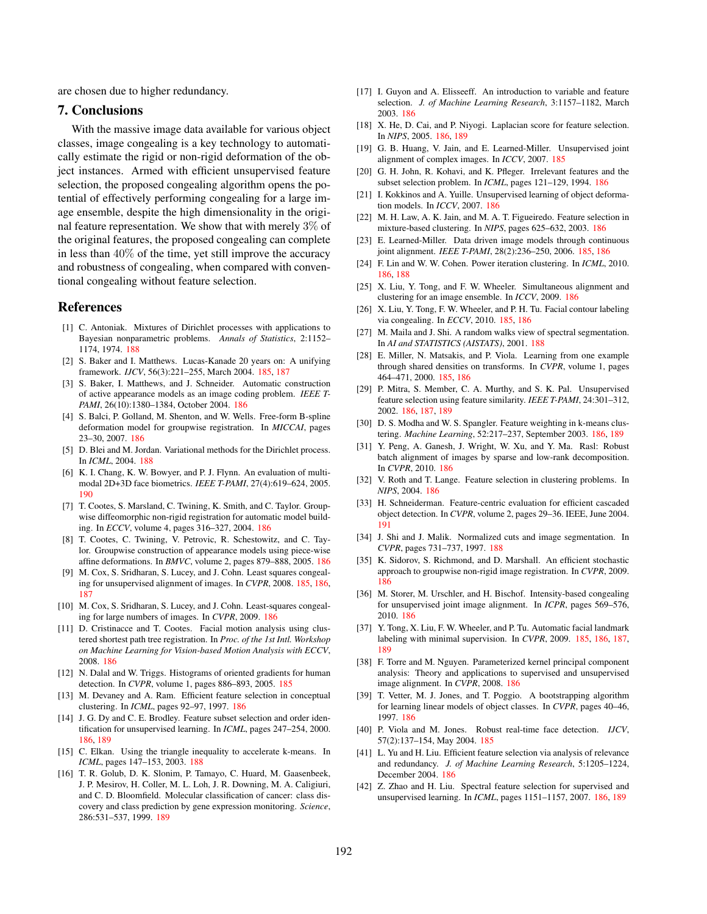are chosen due to higher redundancy.

## 7. Conclusions

With the massive image data available for various object classes, image congealing is a key technology to automatically estimate the rigid or non-rigid deformation of the object instances. Armed with efficient unsupervised feature selection, the proposed congealing algorithm opens the potential of effectively performing congealing for a large image ensemble, despite the high dimensionality in the original feature representation. We show that with merely $3\%$ of the original features, the proposed congealing can complete in less than $40\%$ of the time, yet still improve the accuracy and robustness of congealing, when compared with conventional congealing without feature selection.

## References

[1] C. Antoniak. Mixtures of Dirichlet processes with applications to Bayesian nonparametric problems. *Annals of Statistics*, 2:1152–1174, 1974. 188

[2] S. Baker and I. Matthews. Lucas-Kanade 20 years on: A unifying framework. *IJCV*, 56(3):221–255, March 2004. 185, 187

[3] S. Baker, I. Matthews, and J. Schneider. Automatic construction of active appearance models as an image coding problem. *IEEE T-PAMI*, 26(10):1380–1384, October 2004. 186

[4] S. Balci, P. Golland, M. Shenton, and W. Wells. Free-form B-spline deformation model for groupwise registration. In *MICCAI*, pages 23–30, 2007. 186

[5] D. Blei and M. Jordan. Variational methods for the Dirichlet process. In *ICML*, 2004. 188

[6] K. I. Chang, K. W. Bowyer, and P. J. Flynn. An evaluation of multimodal 2D+3D face biometrics. *IEEE T-PAMI*, 27(4):619–624, 2005. 190

[7] T. Cootes, S. Marsland, C. Twining, K. Smith, and C. Taylor. Groupwise diffeomorphic non-rigid registration for automatic model building. In *ECCV*, volume 4, pages 316–327, 2004. 186

[8] T. Cootes, C. Twining, V. Petrovic, R. Schestowitz, and C. Taylor. Groupwise construction of appearance models using piece-wise affine deformations. In *BMVC*, volume 2, pages 879–888, 2005. 186

[9] M. Cox, S. Sridharan, S. Lucey, and J. Cohn. Least squares congealing for unsupervised alignment of images. In *CVPR*, 2008. 185, 186, 187

[10] M. Cox, S. Sridharan, S. Lucey, and J. Cohn. Least-squares congealing for large numbers of images. In *CVPR*, 2009. 186

[11] D. Cristinacce and T. Cootes. Facial motion analysis using clustered shortest path tree registration. In *Proc. of the 1st Intl. Workshop on Machine Learning for Vision-based Motion Analysis with ECCV*, 2008. 186

[12] N. Dalal and W. Triggs. Histograms of oriented gradients for human detection. In *CVPR*, volume 1, pages 886–893, 2005. 185

[13] M. Devaney and A. Ram. Efficient feature selection in conceptual clustering. In *ICML*, pages 92–97, 1997. 186

[14] J. G. Dy and C. E. Brodley. Feature subset selection and order identification for unsupervised learning. In *ICML*, pages 247–254, 2000. 186, 189

[15] C. Elkan. Using the triangle inequality to accelerate k-means. In *ICML*, pages 147–153, 2003. 188

[16] T. R. Golub, D. K. Slonim, P. Tamayo, C. Huard, M. Gaasenbeek, J. P. Mesirov, H. Coller, M. L. Loh, J. R. Downing, M. A. Caligiuri, and C. D. Bloomfield. Molecular classification of cancer: class discovery and class prediction by gene expression monitoring. *Science*, 286:531–537, 1999. 189

[17] I. Guyon and A. Elisseeff. An introduction to variable and feature selection. *J. of Machine Learning Research*, 3:1157–1182, March 2003. 186

[18] X. He, D. Cai, and P. Niyogi. Laplacian score for feature selection. In *NIPS*, 2005. 186, 189

[19] G. B. Huang, V. Jain, and E. Learned-Miller. Unsupervised joint alignment of complex images. In *ICCV*, 2007. 185

[20] G. H. John, R. Kohavi, and K. Pfleger. Irrelevant features and the subset selection problem. In *ICML*, pages 121–129, 1994. 186

[21] I. Kokkinos and A. Yuille. Unsupervised learning of object deformation models. In *ICCV*, 2007. 186

[22] M. H. Law, A. K. Jain, and M. A. T. Figueiredo. Feature selection in mixture-based clustering. In *NIPS*, pages 625–632, 2003. 186

[23] E. Learned-Miller. Data driven image models through continuous joint alignment. *IEEE T-PAMI*, 28(2):236–250, 2006. 185, 186

[24] F. Lin and W. W. Cohen. Power iteration clustering. In *ICML*, 2010. 186, 188

[25] X. Liu, Y. Tong, and F. W. Wheeler. Simultaneous alignment and clustering for an image ensemble. In *ICCV*, 2009. 186

[26] X. Liu, Y. Tong, F. W. Wheeler, and P. H. Tu. Facial contour labeling via congealing. In *ECCV*, 2010. 185, 186

[27] M. Maila and J. Shi. A random walks view of spectral segmentation. In *AI and STATISTICS (AISTATS)*, 2001. 188

[28] E. Miller, N. Matsakis, and P. Viola. Learning from one example through shared densities on transforms. In *CVPR*, volume 1, pages 464–471, 2000. 185, 186

[29] P. Mitra, S. Member, C. A. Murthy, and S. K. Pal. Unsupervised feature selection using feature similarity. *IEEE T-PAMI*, 24:301–312, 2002. 186, 187, 189

[30] D. S. Modha and W. S. Spangler. Feature weighting in k-means clustering. *Machine Learning*, 52:217–237, September 2003. 186, 189

[31] Y. Peng, A. Ganesh, J. Wright, W. Xu, and Y. Ma. Rasl: Robust batch alignment of images by sparse and low-rank decomposition. In *CVPR*, 2010. 186

[32] V. Roth and T. Lange. Feature selection in clustering problems. In *NIPS*, 2004. 186

[33] H. Schneiderman. Feature-centric evaluation for efficient cascaded object detection. In *CVPR*, volume 2, pages 29–36. IEEE, June 2004. 191

[34] J. Shi and J. Malik. Normalized cuts and image segmentation. In *CVPR*, pages 731–737, 1997. 188

[35] K. Sidorov, S. Richmond, and D. Marshall. An efficient stochastic approach to groupwise non-rigid image registration. In *CVPR*, 2009. 186

[36] M. Storer, M. Urschler, and H. Bischof. Intensity-based congealing for unsupervised joint image alignment. In *ICPR*, pages 569–576, 2010. 186

[37] Y. Tong, X. Liu, F. W. Wheeler, and P. Tu. Automatic facial landmark labeling with minimal supervision. In *CVPR*, 2009. 185, 186, 187, 189

[38] F. Torre and M. Nguyen. Parameterized kernel principal component analysis: Theory and applications to supervised and unsupervised image alignment. In *CVPR*, 2008. 186

[39] T. Vetter, M. J. Jones, and T. Poggio. A bootstrapping algorithm for learning linear models of object classes. In *CVPR*, pages 40–46, 1997. 186

[40] P. Viola and M. Jones. Robust real-time face detection. *IJCV*, 57(2):137–154, May 2004. 185

[41] L. Yu and H. Liu. Efficient feature selection via analysis of relevance and redundancy. *J. of Machine Learning Research*, 5:1205–1224, December 2004. 186

[42] Z. Zhao and H. Liu. Spectral feature selection for supervised and unsupervised learning. In *ICML*, pages 1151–1157, 2007. 186, 189